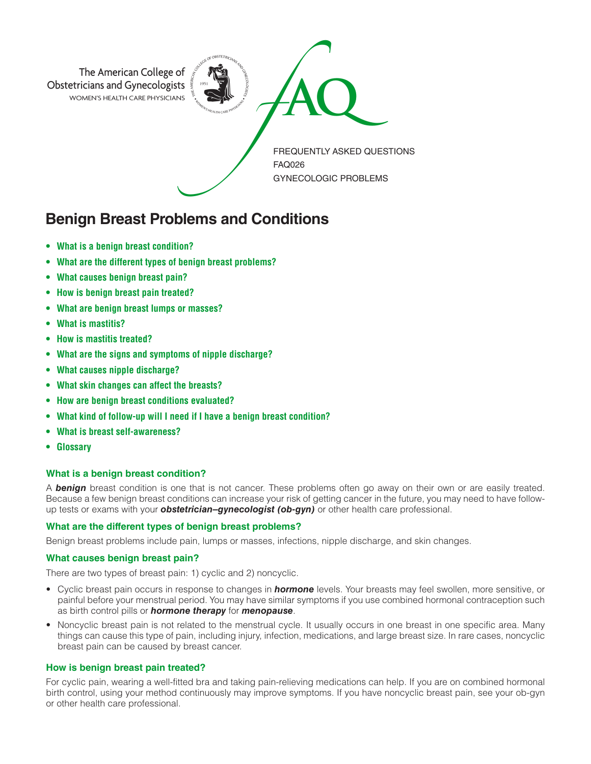The American College of Obstetricians and Gynecologists
WOMEN'S HEALTH CARE PHYSICIANS

FAQ

FREQUENTLY ASKED QUESTIONS
FAQ026
GYNECOLOGIC PROBLEMS

# Benign Breast Problems and Conditions

- **What is a benign breast condition?**
- **What are the different types of benign breast problems?**
- **What causes benign breast pain?**
- **How is benign breast pain treated?**
- **What are benign breast lumps or masses?**
- **What is mastitis?**
- **How is mastitis treated?**
- **What are the signs and symptoms of nipple discharge?**
- **What causes nipple discharge?**
- **What skin changes can affect the breasts?**
- **How are benign breast conditions evaluated?**
- **What kind of follow-up will I need if I have a benign breast condition?**
- **What is breast self-awareness?**
- **Glossary**

### What is a benign breast condition?

A ***benign*** breast condition is one that is not cancer. These problems often go away on their own or are easily treated. Because a few benign breast conditions can increase your risk of getting cancer in the future, you may need to have follow-up tests or exams with your ***obstetrician–gynecologist (ob-gyn)*** or other health care professional.

### What are the different types of benign breast problems?

Benign breast problems include pain, lumps or masses, infections, nipple discharge, and skin changes.

### What causes benign breast pain?

There are two types of breast pain: 1) cyclic and 2) noncyclic.

- Cyclic breast pain occurs in response to changes in ***hormone*** levels. Your breasts may feel swollen, more sensitive, or painful before your menstrual period. You may have similar symptoms if you use combined hormonal contraception such as birth control pills or ***hormone therapy*** for ***menopause***.
- Noncyclic breast pain is not related to the menstrual cycle. It usually occurs in one breast in one specific area. Many things can cause this type of pain, including injury, infection, medications, and large breast size. In rare cases, noncyclic breast pain can be caused by breast cancer.

### How is benign breast pain treated?

For cyclic pain, wearing a well-fitted bra and taking pain-relieving medications can help. If you are on combined hormonal birth control, using your method continuously may improve symptoms. If you have noncyclic breast pain, see your ob-gyn or other health care professional.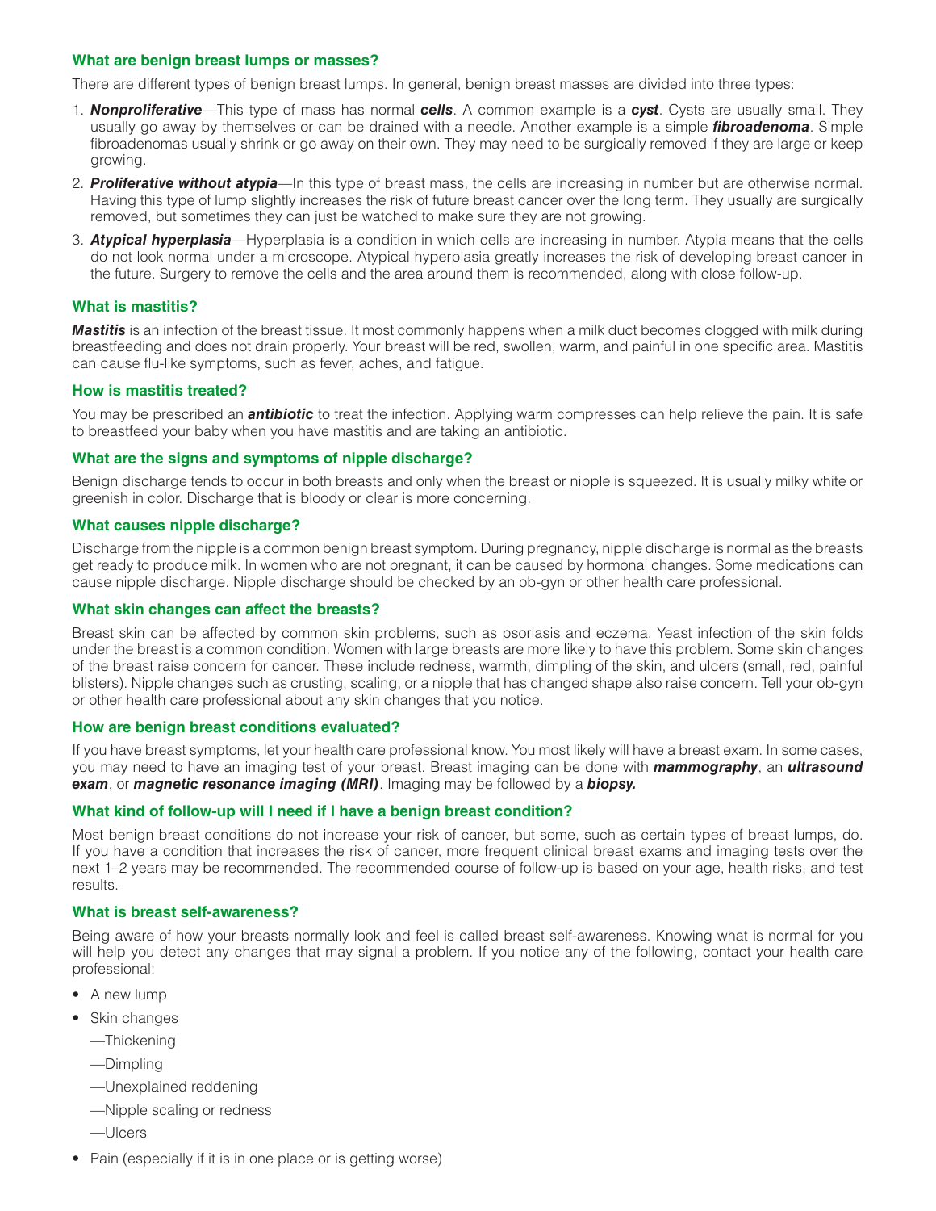### What are benign breast lumps or masses?

There are different types of benign breast lumps. In general, benign breast masses are divided into three types:

1. ***Nonproliferative***—This type of mass has normal ***cells***. A common example is a ***cyst***. Cysts are usually small. They usually go away by themselves or can be drained with a needle. Another example is a simple ***fibroadenoma***. Simple fibroadenomas usually shrink or go away on their own. They may need to be surgically removed if they are large or keep growing.
2. ***Proliferative without atypia***—In this type of breast mass, the cells are increasing in number but are otherwise normal. Having this type of lump slightly increases the risk of future breast cancer over the long term. They usually are surgically removed, but sometimes they can just be watched to make sure they are not growing.
3. ***Atypical hyperplasia***—Hyperplasia is a condition in which cells are increasing in number. Atypia means that the cells do not look normal under a microscope. Atypical hyperplasia greatly increases the risk of developing breast cancer in the future. Surgery to remove the cells and the area around them is recommended, along with close follow-up.

### What is mastitis?

***Mastitis*** is an infection of the breast tissue. It most commonly happens when a milk duct becomes clogged with milk during breastfeeding and does not drain properly. Your breast will be red, swollen, warm, and painful in one specific area. Mastitis can cause flu-like symptoms, such as fever, aches, and fatigue.

### How is mastitis treated?

You may be prescribed an ***antibiotic*** to treat the infection. Applying warm compresses can help relieve the pain. It is safe to breastfeed your baby when you have mastitis and are taking an antibiotic.

### What are the signs and symptoms of nipple discharge?

Benign discharge tends to occur in both breasts and only when the breast or nipple is squeezed. It is usually milky white or greenish in color. Discharge that is bloody or clear is more concerning.

### What causes nipple discharge?

Discharge from the nipple is a common benign breast symptom. During pregnancy, nipple discharge is normal as the breasts get ready to produce milk. In women who are not pregnant, it can be caused by hormonal changes. Some medications can cause nipple discharge. Nipple discharge should be checked by an ob-gyn or other health care professional.

### What skin changes can affect the breasts?

Breast skin can be affected by common skin problems, such as psoriasis and eczema. Yeast infection of the skin folds under the breast is a common condition. Women with large breasts are more likely to have this problem. Some skin changes of the breast raise concern for cancer. These include redness, warmth, dimpling of the skin, and ulcers (small, red, painful blisters). Nipple changes such as crusting, scaling, or a nipple that has changed shape also raise concern. Tell your ob-gyn or other health care professional about any skin changes that you notice.

### How are benign breast conditions evaluated?

If you have breast symptoms, let your health care professional know. You most likely will have a breast exam. In some cases, you may need to have an imaging test of your breast. Breast imaging can be done with ***mammography***, an ***ultrasound exam***, or ***magnetic resonance imaging (MRI)***. Imaging may be followed by a ***biopsy.***

### What kind of follow-up will I need if I have a benign breast condition?

Most benign breast conditions do not increase your risk of cancer, but some, such as certain types of breast lumps, do. If you have a condition that increases the risk of cancer, more frequent clinical breast exams and imaging tests over the next 1–2 years may be recommended. The recommended course of follow-up is based on your age, health risks, and test results.

### What is breast self-awareness?

Being aware of how your breasts normally look and feel is called breast self-awareness. Knowing what is normal for you will help you detect any changes that may signal a problem. If you notice any of the following, contact your health care professional:

- A new lump
- Skin changes
  - —Thickening
  - —Dimpling
  - —Unexplained reddening
  - —Nipple scaling or redness
  - —Ulcers
- Pain (especially if it is in one place or is getting worse)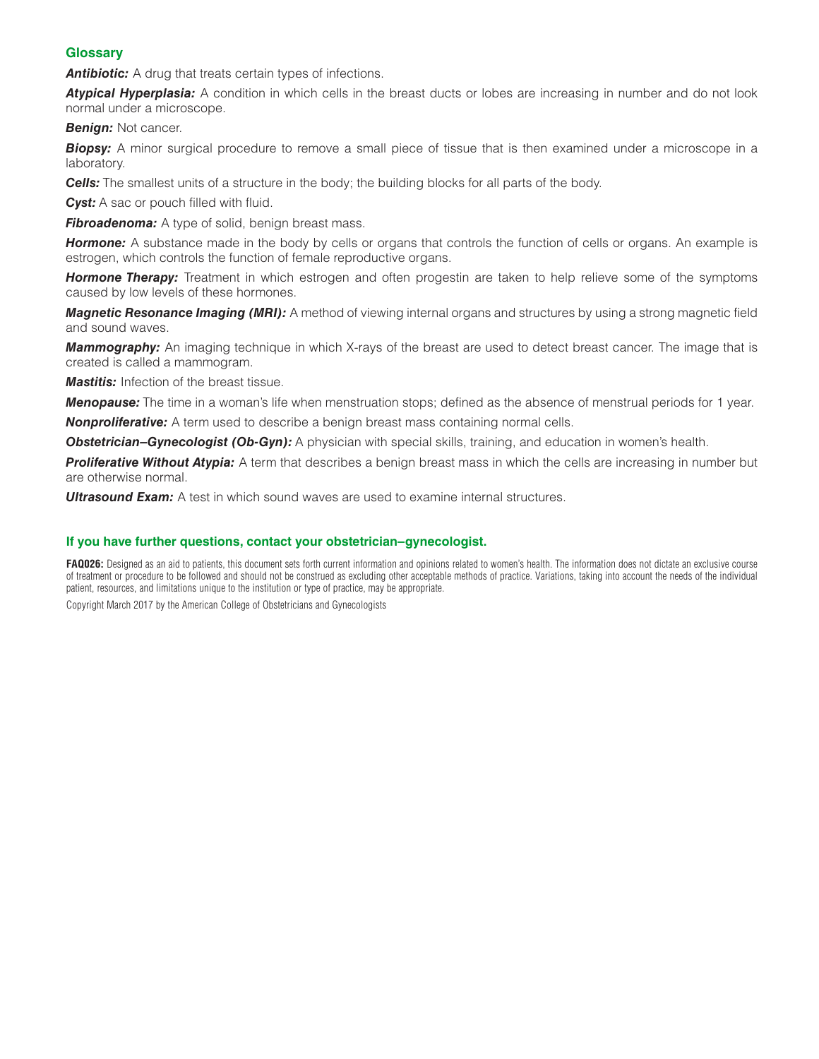## Glossary

***Antibiotic:*** A drug that treats certain types of infections.

***Atypical Hyperplasia:*** A condition in which cells in the breast ducts or lobes are increasing in number and do not look normal under a microscope.

***Benign:*** Not cancer.

***Biopsy:*** A minor surgical procedure to remove a small piece of tissue that is then examined under a microscope in a laboratory.

***Cells:*** The smallest units of a structure in the body; the building blocks for all parts of the body.

***Cyst:*** A sac or pouch filled with fluid.

***Fibroadenoma:*** A type of solid, benign breast mass.

***Hormone:*** A substance made in the body by cells or organs that controls the function of cells or organs. An example is estrogen, which controls the function of female reproductive organs.

***Hormone Therapy:*** Treatment in which estrogen and often progestin are taken to help relieve some of the symptoms caused by low levels of these hormones.

***Magnetic Resonance Imaging (MRI):*** A method of viewing internal organs and structures by using a strong magnetic field and sound waves.

***Mammography:*** An imaging technique in which X-rays of the breast are used to detect breast cancer. The image that is created is called a mammogram.

***Mastitis:*** Infection of the breast tissue.

***Menopause:*** The time in a woman's life when menstruation stops; defined as the absence of menstrual periods for 1 year.

***Nonproliferative:*** A term used to describe a benign breast mass containing normal cells.

***Obstetrician–Gynecologist (Ob-Gyn):*** A physician with special skills, training, and education in women's health.

***Proliferative Without Atypia:*** A term that describes a benign breast mass in which the cells are increasing in number but are otherwise normal.

***Ultrasound Exam:*** A test in which sound waves are used to examine internal structures.

**If you have further questions, contact your obstetrician–gynecologist.**

**FAQ026:** Designed as an aid to patients, this document sets forth current information and opinions related to women's health. The information does not dictate an exclusive course of treatment or procedure to be followed and should not be construed as excluding other acceptable methods of practice. Variations, taking into account the needs of the individual patient, resources, and limitations unique to the institution or type of practice, may be appropriate.

Copyright March 2017 by the American College of Obstetricians and Gynecologists